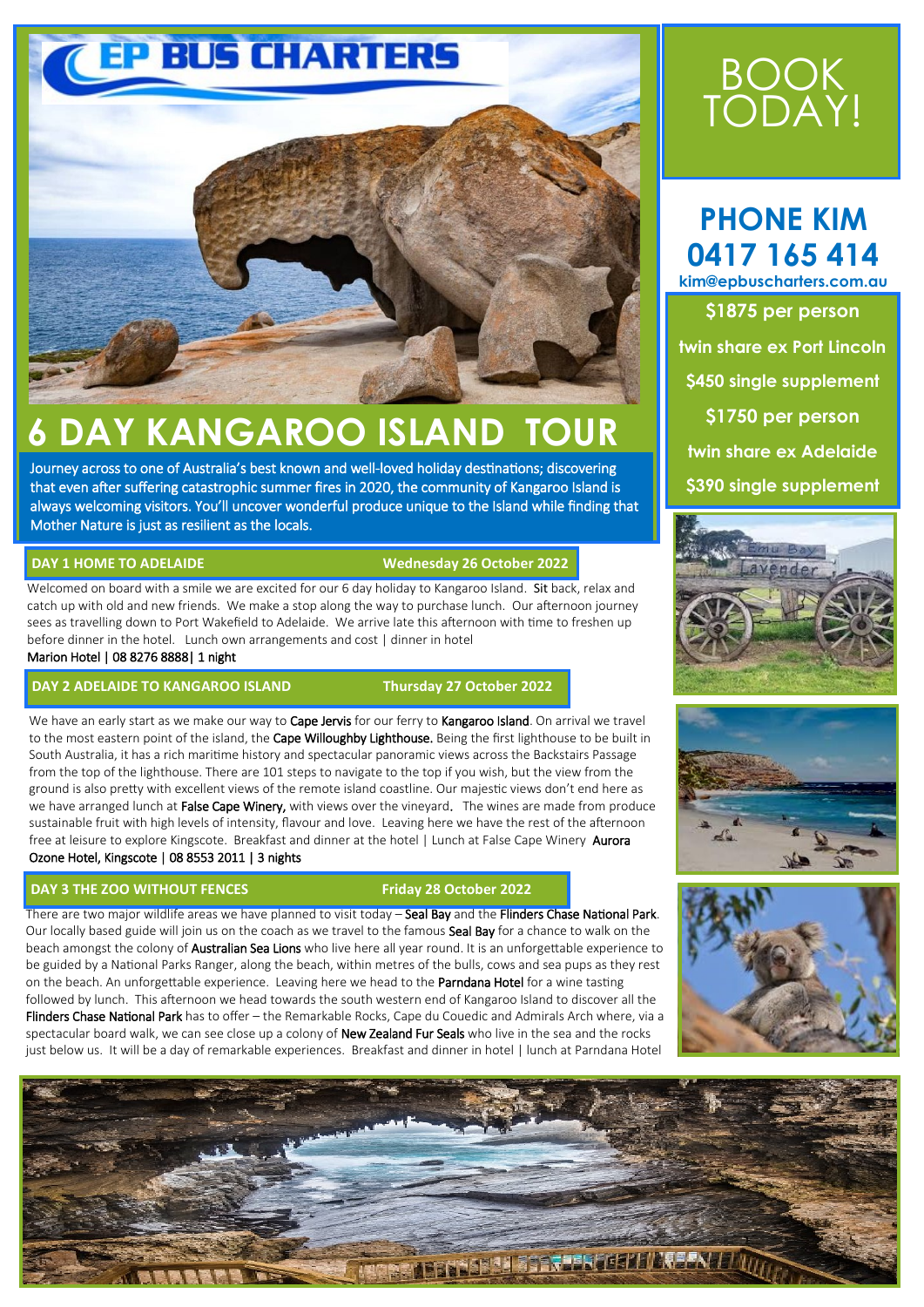EP BUS CHARTERS

# 6 DAY KANGAROO ISLAND TOUR

Journey across to one of Australia's best known and well-loved holiday destinations; discovering that even after suffering catastrophic summer fires in 2020, the community of Kangaroo Island is always welcoming visitors. You'll uncover wonderful produce unique to the Island while finding that Mother Nature is just as resilient as the locals.

## BOOK TODAY!

**PHONE KIM**
**0417 165 414**
**kim@epbuscharters.com.au**

**$1875 per person**
**twin share ex Port Lincoln**
**$450 single supplement**
**$1750 per person**
**twin share ex Adelaide**
**$390 single supplement**

### DAY 1 HOME TO ADELAIDE — Wednesday 26 October 2022

Welcomed on board with a smile we are excited for our 6 day holiday to Kangaroo Island. Sit back, relax and catch up with old and new friends. We make a stop along the way to purchase lunch. Our afternoon journey sees as travelling down to Port Wakefield to Adelaide. We arrive late this afternoon with time to freshen up before dinner in the hotel. Lunch own arrangements and cost | dinner in hotel
Marion Hotel | 08 8276 8888| 1 night

### DAY 2 ADELAIDE TO KANGAROO ISLAND — Thursday 27 October 2022

We have an early start as we make our way to Cape Jervis for our ferry to Kangaroo Island. On arrival we travel to the most eastern point of the island, the Cape Willoughby Lighthouse. Being the first lighthouse to be built in South Australia, it has a rich maritime history and spectacular panoramic views across the Backstairs Passage from the top of the lighthouse. There are 101 steps to navigate to the top if you wish, but the view from the ground is also pretty with excellent views of the remote island coastline. Our majestic views don't end here as we have arranged lunch at False Cape Winery, with views over the vineyard. The wines are made from produce sustainable fruit with high levels of intensity, flavour and love. Leaving here we have the rest of the afternoon free at leisure to explore Kingscote. Breakfast and dinner at the hotel | Lunch at False Cape Winery Aurora Ozone Hotel, Kingscote | 08 8553 2011 | 3 nights

### DAY 3 THE ZOO WITHOUT FENCES — Friday 28 October 2022

There are two major wildlife areas we have planned to visit today – Seal Bay and the Flinders Chase National Park. Our locally based guide will join us on the coach as we travel to the famous Seal Bay for a chance to walk on the beach amongst the colony of Australian Sea Lions who live here all year round. It is an unforgettable experience to be guided by a National Parks Ranger, along the beach, within metres of the bulls, cows and sea pups as they rest on the beach. An unforgettable experience. Leaving here we head to the Parndana Hotel for a wine tasting followed by lunch. This afternoon we head towards the south western end of Kangaroo Island to discover all the Flinders Chase National Park has to offer – the Remarkable Rocks, Cape du Couedic and Admirals Arch where, via a spectacular board walk, we can see close up a colony of New Zealand Fur Seals who live in the sea and the rocks just below us. It will be a day of remarkable experiences. Breakfast and dinner in hotel | lunch at Parndana Hotel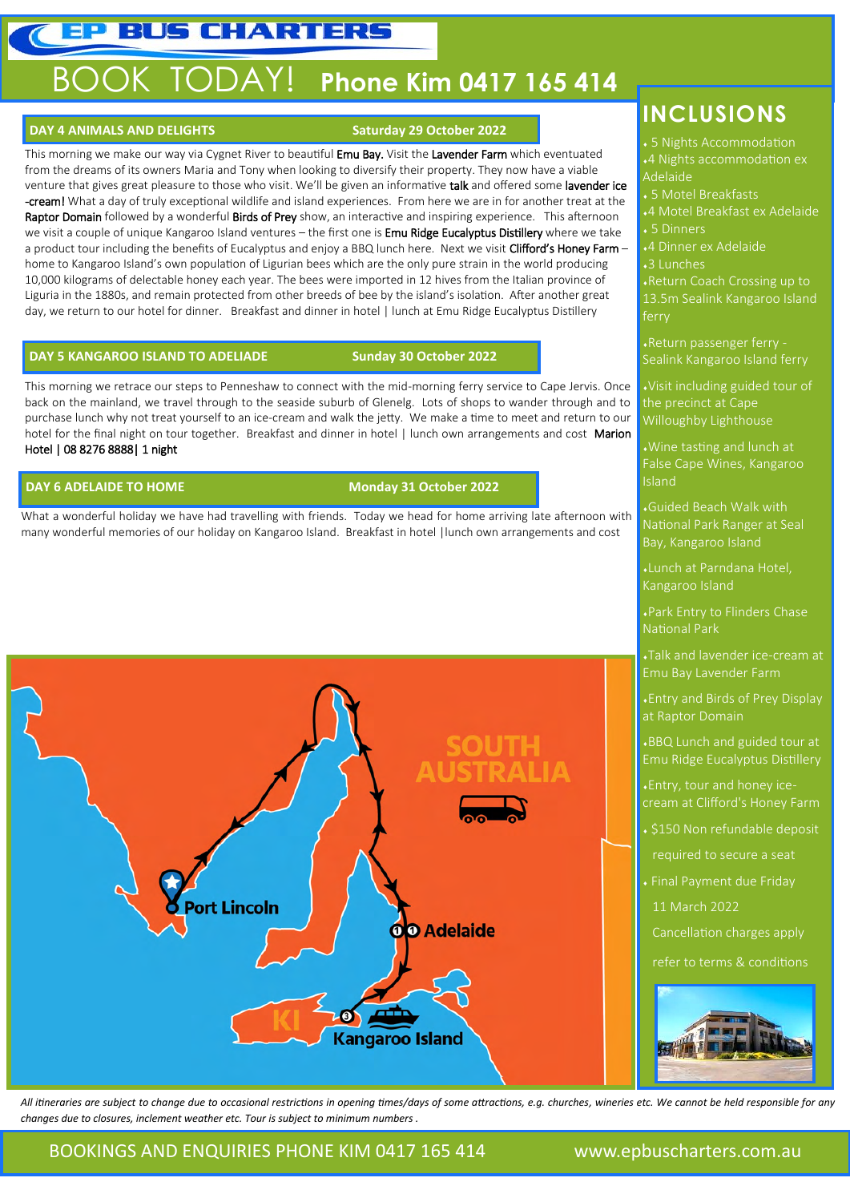# EP BUS CHARTERS

BOOK TODAY! **Phone Kim 0417 165 414**

## DAY 4 ANIMALS AND DELIGHTS — Saturday 29 October 2022

This morning we make our way via Cygnet River to beautiful Emu Bay. Visit the Lavender Farm which eventuated from the dreams of its owners Maria and Tony when looking to diversify their property. They now have a viable venture that gives great pleasure to those who visit. We'll be given an informative talk and offered some lavender ice-cream! What a day of truly exceptional wildlife and island experiences. From here we are in for another treat at the Raptor Domain followed by a wonderful Birds of Prey show, an interactive and inspiring experience. This afternoon we visit a couple of unique Kangaroo Island ventures – the first one is Emu Ridge Eucalyptus Distillery where we take a product tour including the benefits of Eucalyptus and enjoy a BBQ lunch here. Next we visit Clifford's Honey Farm – home to Kangaroo Island's own population of Ligurian bees which are the only pure strain in the world producing 10,000 kilograms of delectable honey each year. The bees were imported in 12 hives from the Italian province of Liguria in the 1880s, and remain protected from other breeds of bee by the island's isolation. After another great day, we return to our hotel for dinner. Breakfast and dinner in hotel | lunch at Emu Ridge Eucalyptus Distillery

## DAY 5 KANGAROO ISLAND TO ADELIADE — Sunday 30 October 2022

This morning we retrace our steps to Penneshaw to connect with the mid-morning ferry service to Cape Jervis. Once back on the mainland, we travel through to the seaside suburb of Glenelg. Lots of shops to wander through and to purchase lunch why not treat yourself to an ice-cream and walk the jetty. We make a time to meet and return to our hotel for the final night on tour together. Breakfast and dinner in hotel | lunch own arrangements and cost Marion Hotel | 08 8276 8888| 1 night

## DAY 6 ADELAIDE TO HOME — Monday 31 October 2022

What a wonderful holiday we have had travelling with friends. Today we head for home arriving late afternoon with many wonderful memories of our holiday on Kangaroo Island. Breakfast in hotel |lunch own arrangements and cost

SOUTH AUSTRALIA

Port Lincoln

1 1 Adelaide

KI

3

Kangaroo Island

## INCLUSIONS

- 5 Nights Accommodation
- 4 Nights accommodation ex Adelaide
- 5 Motel Breakfasts
- 4 Motel Breakfast ex Adelaide
- 5 Dinners
- 4 Dinner ex Adelaide
- 3 Lunches
- Return Coach Crossing up to 13.5m Sealink Kangaroo Island ferry
- Return passenger ferry - Sealink Kangaroo Island ferry
- Visit including guided tour of the precinct at Cape Willoughby Lighthouse
- Wine tasting and lunch at False Cape Wines, Kangaroo Island
- Guided Beach Walk with National Park Ranger at Seal Bay, Kangaroo Island
- Lunch at Parndana Hotel, Kangaroo Island
- Park Entry to Flinders Chase National Park
- Talk and lavender ice-cream at Emu Bay Lavender Farm
- Entry and Birds of Prey Display at Raptor Domain
- BBQ Lunch and guided tour at Emu Ridge Eucalyptus Distillery
- Entry, tour and honey ice-cream at Clifford's Honey Farm
- $150 Non refundable deposit required to secure a seat
- Final Payment due Friday 11 March 2022

Cancellation charges apply

refer to terms & conditions

*All itineraries are subject to change due to occasional restrictions in opening times/days of some attractions, e.g. churches, wineries etc. We cannot be held responsible for any changes due to closures, inclement weather etc. Tour is subject to minimum numbers .*

BOOKINGS AND ENQUIRIES PHONE KIM 0417 165 414 www.epbuscharters.com.au